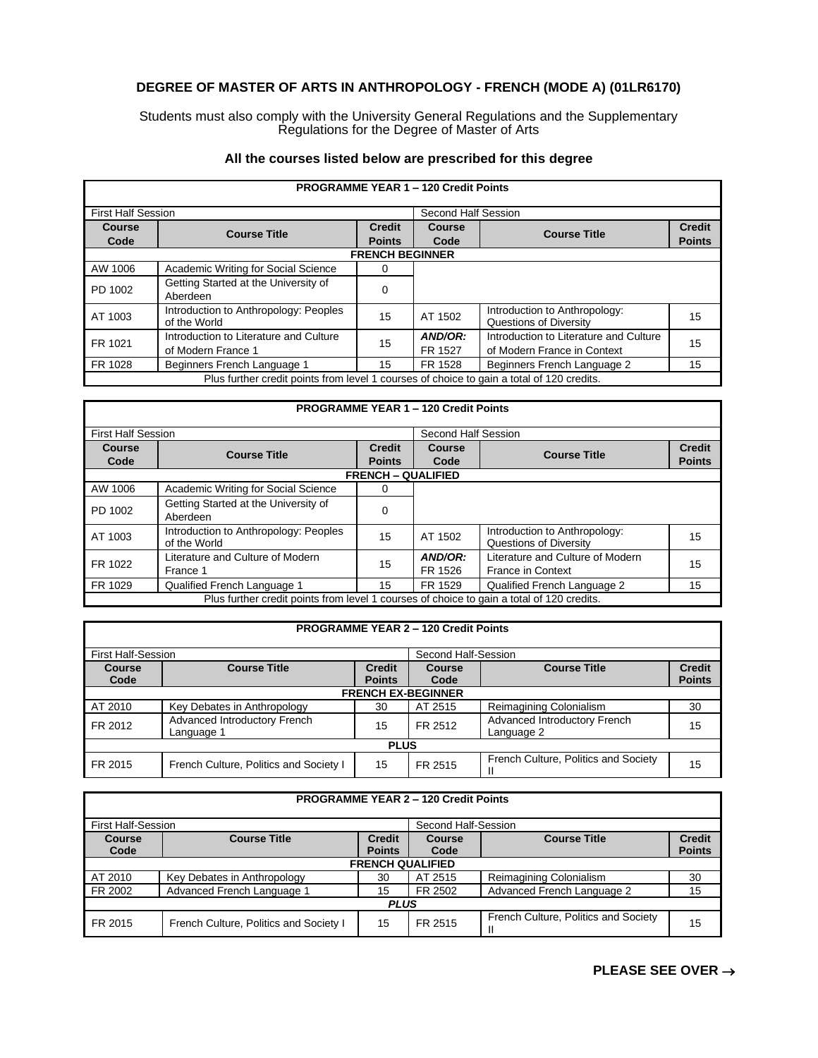## DEGREE OF MASTER OF ARTS IN ANTHROPOLOGY - FRENCH (MODE A) (01LR6170)

Students must also comply with the University General Regulations and the Supplementary Regulations for the Degree of Master of Arts

### All the courses listed below are prescribed for this degree

| PROGRAMME YEAR 1 – 120 Credit Points | | | | | |
|---|---|---|---|---|---|
| First Half Session | | | Second Half Session | | |
| **Course Code** | **Course Title** | **Credit Points** | **Course Code** | **Course Title** | **Credit Points** |
| **FRENCH BEGINNER** | | | | | |
| AW 1006 | Academic Writing for Social Science | 0 | | | |
| PD 1002 | Getting Started at the University of Aberdeen | 0 | | | |
| AT 1003 | Introduction to Anthropology: Peoples of the World | 15 | AT 1502 | Introduction to Anthropology: Questions of Diversity | 15 |
| FR 1021 | Introduction to Literature and Culture of Modern France 1 | 15 | ***AND/OR:*** FR 1527 | Introduction to Literature and Culture of Modern France in Context | 15 |
| FR 1028 | Beginners French Language 1 | 15 | FR 1528 | Beginners French Language 2 | 15 |
| Plus further credit points from level 1 courses of choice to gain a total of 120 credits. | | | | | |

| PROGRAMME YEAR 1 – 120 Credit Points | | | | | |
|---|---|---|---|---|---|
| First Half Session | | | Second Half Session | | |
| **Course Code** | **Course Title** | **Credit Points** | **Course Code** | **Course Title** | **Credit Points** |
| **FRENCH – QUALIFIED** | | | | | |
| AW 1006 | Academic Writing for Social Science | 0 | | | |
| PD 1002 | Getting Started at the University of Aberdeen | 0 | | | |
| AT 1003 | Introduction to Anthropology: Peoples of the World | 15 | AT 1502 | Introduction to Anthropology: Questions of Diversity | 15 |
| FR 1022 | Literature and Culture of Modern France 1 | 15 | ***AND/OR:*** FR 1526 | Literature and Culture of Modern France in Context | 15 |
| FR 1029 | Qualified French Language 1 | 15 | FR 1529 | Qualified French Language 2 | 15 |
| Plus further credit points from level 1 courses of choice to gain a total of 120 credits. | | | | | |

| PROGRAMME YEAR 2 – 120 Credit Points | | | | | |
|---|---|---|---|---|---|
| First Half-Session | | | Second Half-Session | | |
| **Course Code** | **Course Title** | **Credit Points** | **Course Code** | **Course Title** | **Credit Points** |
| **FRENCH EX-BEGINNER** | | | | | |
| AT 2010 | Key Debates in Anthropology | 30 | AT 2515 | Reimagining Colonialism | 30 |
| FR 2012 | Advanced Introductory French Language 1 | 15 | FR 2512 | Advanced Introductory French Language 2 | 15 |
| **PLUS** | | | | | |
| FR 2015 | French Culture, Politics and Society I | 15 | FR 2515 | French Culture, Politics and Society II | 15 |

| PROGRAMME YEAR 2 – 120 Credit Points | | | | | |
|---|---|---|---|---|---|
| First Half-Session | | | Second Half-Session | | |
| **Course Code** | **Course Title** | **Credit Points** | **Course Code** | **Course Title** | **Credit Points** |
| **FRENCH QUALIFIED** | | | | | |
| AT 2010 | Key Debates in Anthropology | 30 | AT 2515 | Reimagining Colonialism | 30 |
| FR 2002 | Advanced French Language 1 | 15 | FR 2502 | Advanced French Language 2 | 15 |
| ***PLUS*** | | | | | |
| FR 2015 | French Culture, Politics and Society I | 15 | FR 2515 | French Culture, Politics and Society II | 15 |

**PLEASE SEE OVER →**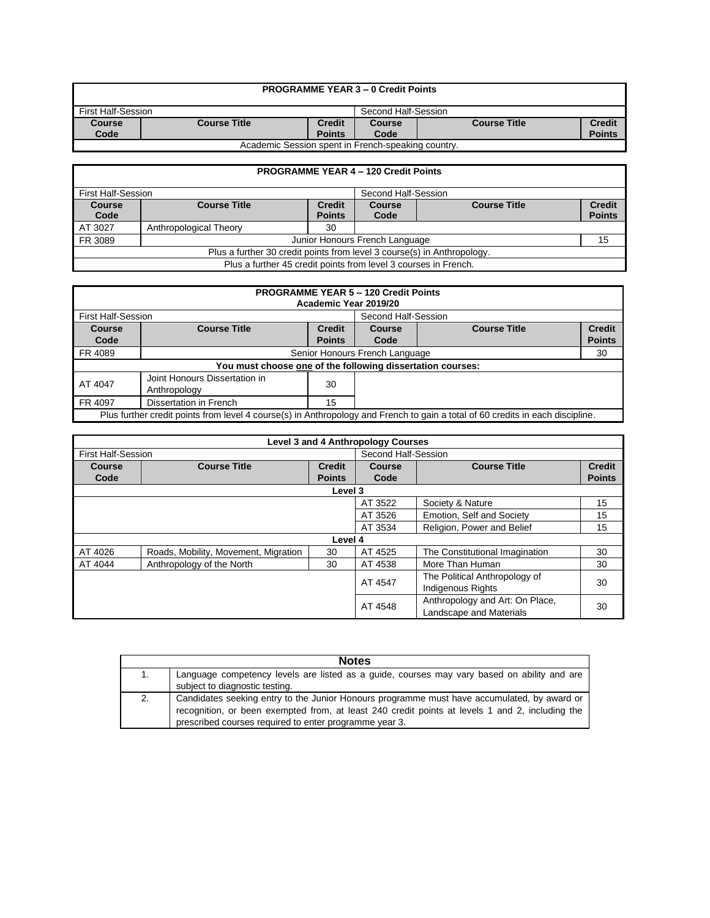| PROGRAMME YEAR 3 – 0 Credit Points | | | | | |
|---|---|---|---|---|---|
| First Half-Session | | | Second Half-Session | | |
| **Course Code** | **Course Title** | **Credit Points** | **Course Code** | **Course Title** | **Credit Points** |
| Academic Session spent in French-speaking country. | | | | | |

| PROGRAMME YEAR 4 – 120 Credit Points | | | | | |
|---|---|---|---|---|---|
| First Half-Session | | | Second Half-Session | | |
| **Course Code** | **Course Title** | **Credit Points** | **Course Code** | **Course Title** | **Credit Points** |
| AT 3027 | Anthropological Theory | 30 | | | |
| FR 3089 | Junior Honours French Language | | | | 15 |
| Plus a further 30 credit points from level 3 course(s) in Anthropology. | | | | | |
| Plus a further 45 credit points from level 3 courses in French. | | | | | |

| PROGRAMME YEAR 5 – 120 Credit Points Academic Year 2019/20 | | | | | |
|---|---|---|---|---|---|
| First Half-Session | | | Second Half-Session | | |
| **Course Code** | **Course Title** | **Credit Points** | **Course Code** | **Course Title** | **Credit Points** |
| FR 4089 | Senior Honours French Language | | | | 30 |
| **You must choose one of the following dissertation courses:** | | | | | |
| AT 4047 | Joint Honours Dissertation in Anthropology | 30 | | | |
| FR 4097 | Dissertation in French | 15 | | | |
| Plus further credit points from level 4 course(s) in Anthropology and French to gain a total of 60 credits in each discipline. | | | | | |

| Level 3 and 4 Anthropology Courses | | | | | |
|---|---|---|---|---|---|
| First Half-Session | | | Second Half-Session | | |
| **Course Code** | **Course Title** | **Credit Points** | **Course Code** | **Course Title** | **Credit Points** |
| **Level 3** | | | | | |
| | | | AT 3522 | Society & Nature | 15 |
| | | | AT 3526 | Emotion, Self and Society | 15 |
| | | | AT 3534 | Religion, Power and Belief | 15 |
| **Level 4** | | | | | |
| AT 4026 | Roads, Mobility, Movement, Migration | 30 | AT 4525 | The Constitutional Imagination | 30 |
| AT 4044 | Anthropology of the North | 30 | AT 4538 | More Than Human | 30 |
| | | | AT 4547 | The Political Anthropology of Indigenous Rights | 30 |
| | | | AT 4548 | Anthropology and Art: On Place, Landscape and Materials | 30 |

| **Notes** | |
|---|---|
| 1. | Language competency levels are listed as a guide, courses may vary based on ability and are subject to diagnostic testing. |
| 2. | Candidates seeking entry to the Junior Honours programme must have accumulated, by award or recognition, or been exempted from, at least 240 credit points at levels 1 and 2, including the prescribed courses required to enter programme year 3. |